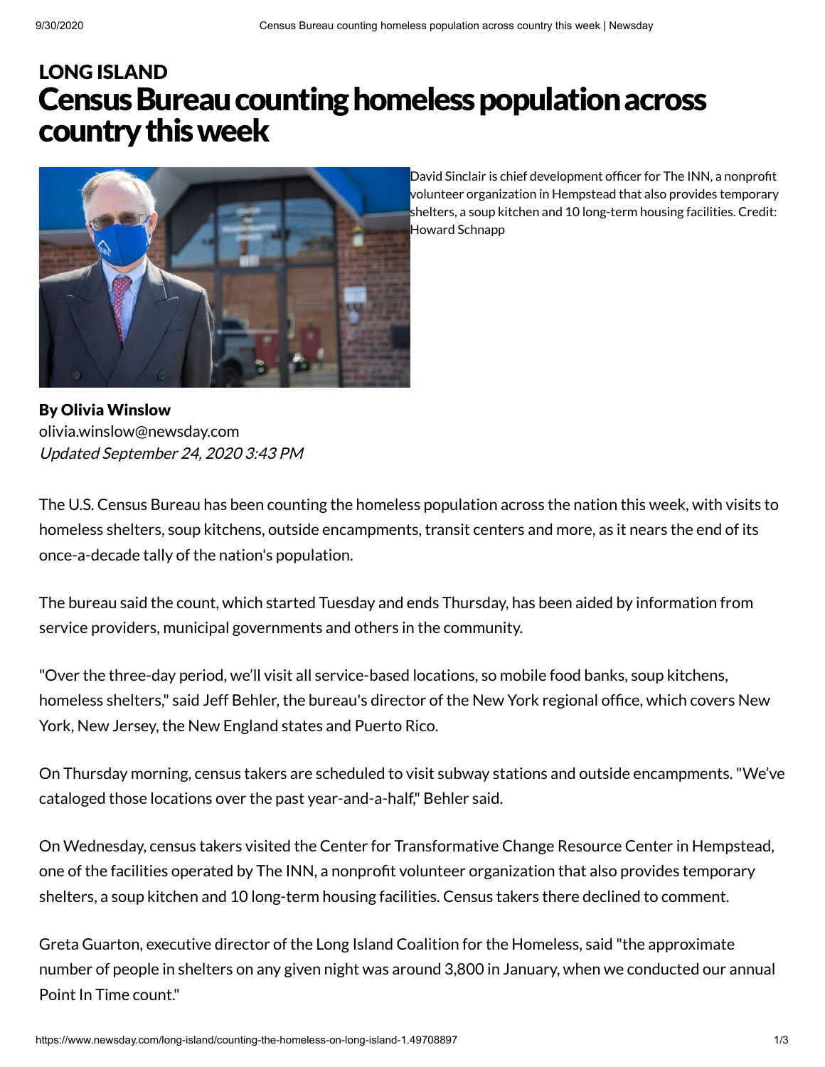LONG ISLAND

# Census Bureau counting homeless population across country this week

David Sinclair is chief development officer for The INN, a nonprofit volunteer organization in Hempstead that also provides temporary shelters, a soup kitchen and 10 long-term housing facilities. Credit: Howard Schnapp

**By Olivia Winslow**
olivia.winslow@newsday.com
*Updated September 24, 2020 3:43 PM*

The U.S. Census Bureau has been counting the homeless population across the nation this week, with visits to homeless shelters, soup kitchens, outside encampments, transit centers and more, as it nears the end of its once-a-decade tally of the nation's population.

The bureau said the count, which started Tuesday and ends Thursday, has been aided by information from service providers, municipal governments and others in the community.

"Over the three-day period, we'll visit all service-based locations, so mobile food banks, soup kitchens, homeless shelters," said Jeff Behler, the bureau's director of the New York regional office, which covers New York, New Jersey, the New England states and Puerto Rico.

On Thursday morning, census takers are scheduled to visit subway stations and outside encampments. "We've cataloged those locations over the past year-and-a-half," Behler said.

On Wednesday, census takers visited the Center for Transformative Change Resource Center in Hempstead, one of the facilities operated by The INN, a nonprofit volunteer organization that also provides temporary shelters, a soup kitchen and 10 long-term housing facilities. Census takers there declined to comment.

Greta Guarton, executive director of the Long Island Coalition for the Homeless, said "the approximate number of people in shelters on any given night was around 3,800 in January, when we conducted our annual Point In Time count."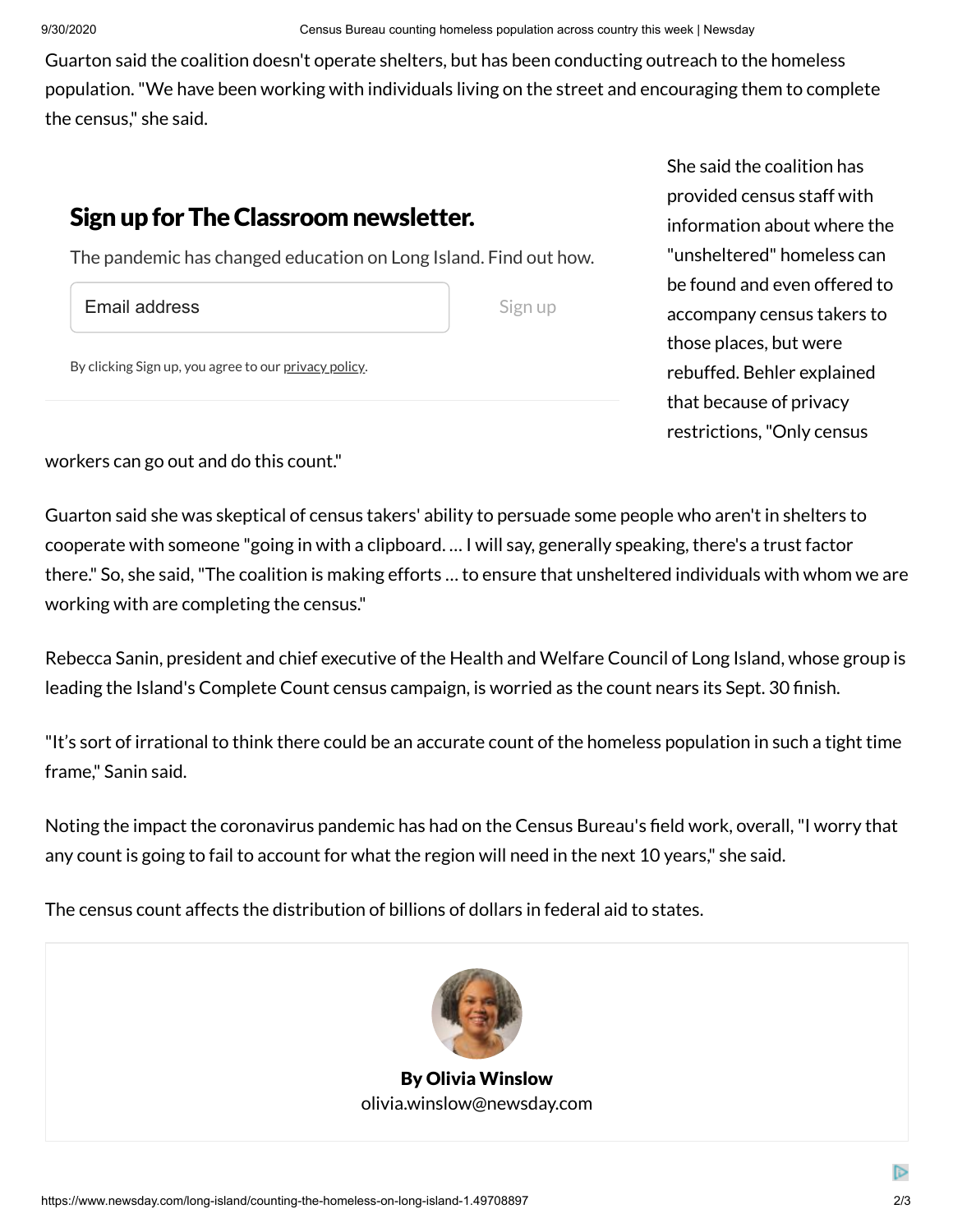Guarton said the coalition doesn't operate shelters, but has been conducting outreach to the homeless population. "We have been working with individuals living on the street and encouraging them to complete the census," she said.

## Sign up for The Classroom newsletter.

The pandemic has changed education on Long Island. Find out how.

Email address

Sign up

By clicking Sign up, you agree to our privacy policy.

She said the coalition has provided census staff with information about where the "unsheltered" homeless can be found and even offered to accompany census takers to those places, but were rebuffed. Behler explained that because of privacy restrictions, "Only census workers can go out and do this count."

Guarton said she was skeptical of census takers' ability to persuade some people who aren't in shelters to cooperate with someone "going in with a clipboard. … I will say, generally speaking, there's a trust factor there." So, she said, "The coalition is making efforts … to ensure that unsheltered individuals with whom we are working with are completing the census."

Rebecca Sanin, president and chief executive of the Health and Welfare Council of Long Island, whose group is leading the Island's Complete Count census campaign, is worried as the count nears its Sept. 30 finish.

"It's sort of irrational to think there could be an accurate count of the homeless population in such a tight time frame," Sanin said.

Noting the impact the coronavirus pandemic has had on the Census Bureau's field work, overall, "I worry that any count is going to fail to account for what the region will need in the next 10 years," she said.

The census count affects the distribution of billions of dollars in federal aid to states.

**By Olivia Winslow**
olivia.winslow@newsday.com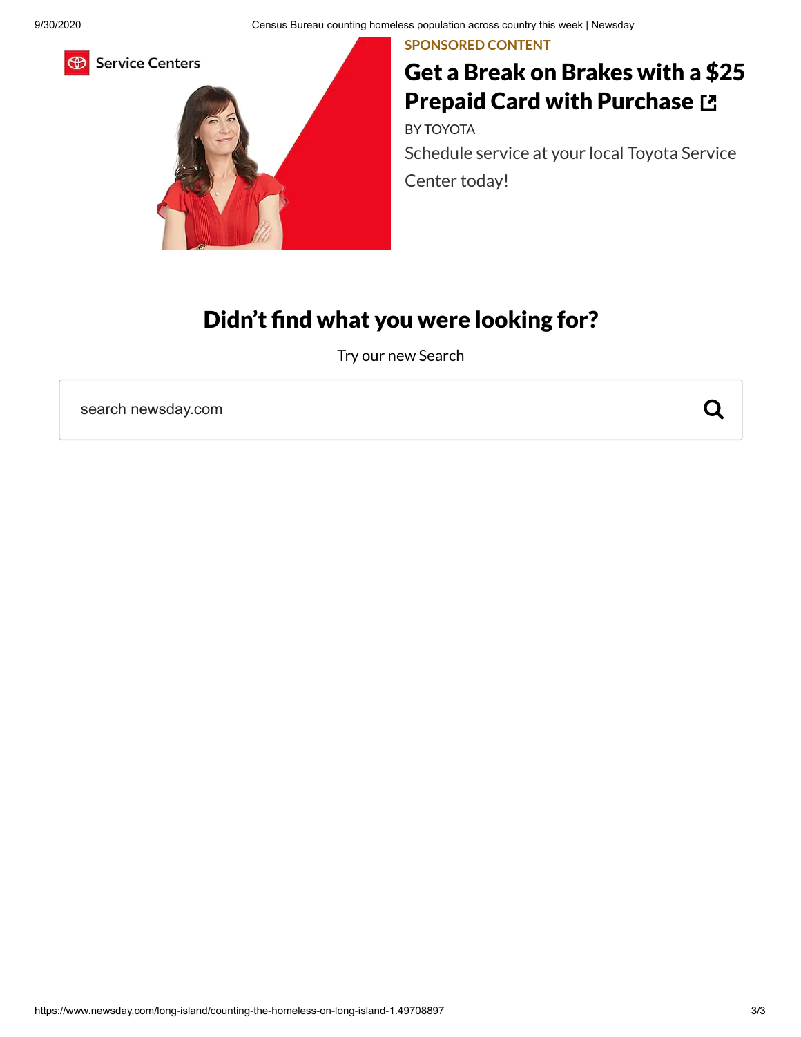Service Centers

SPONSORED CONTENT

## Get a Break on Brakes with a $25 Prepaid Card with Purchase

BY TOYOTA

Schedule service at your local Toyota Service Center today!

## Didn't find what you were looking for?

Try our new Search

search newsday.com